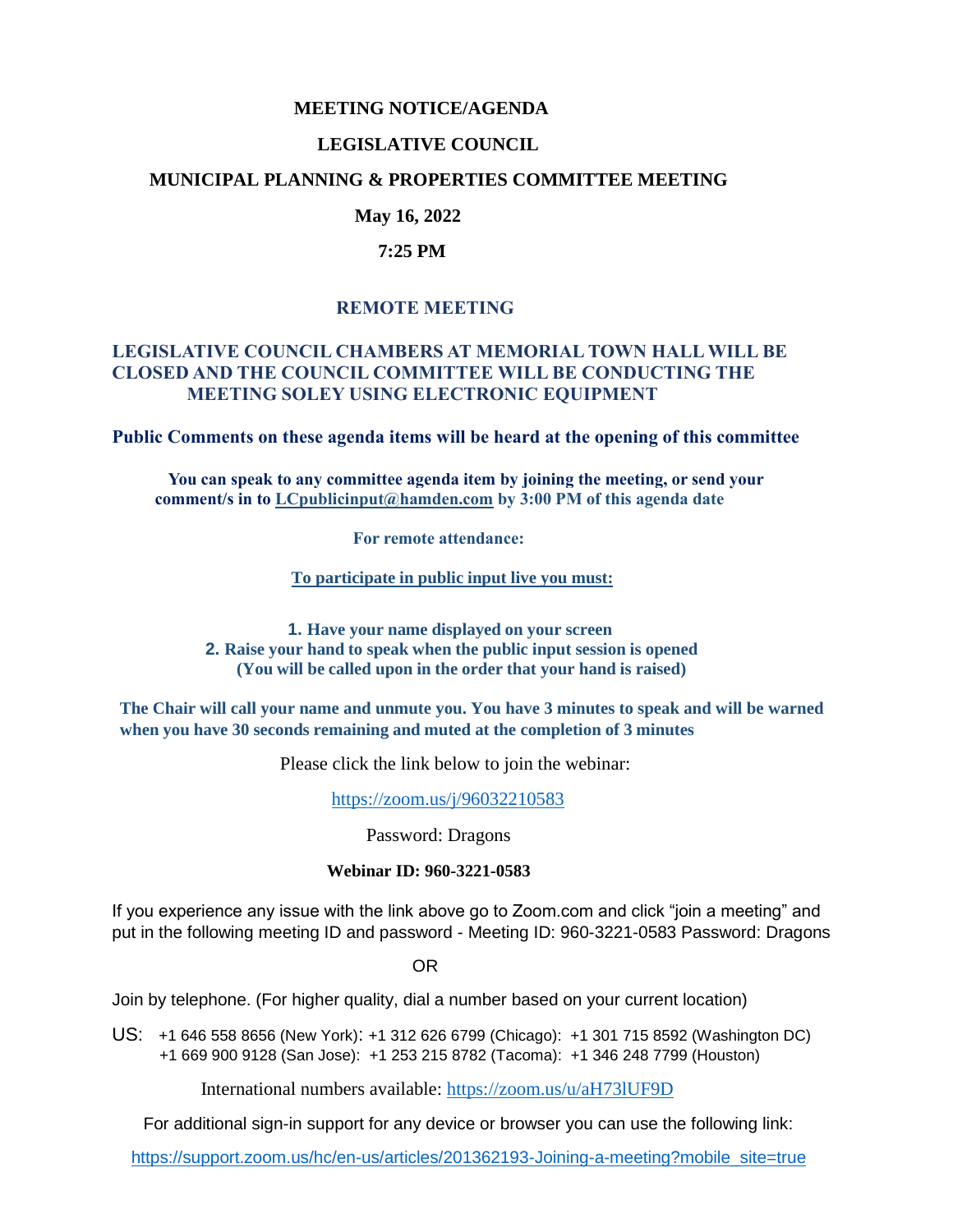# MEETING NOTICE/AGENDA

## LEGISLATIVE COUNCIL

## MUNICIPAL PLANNING & PROPERTIES COMMITTEE MEETING

**May 16, 2022**

**7:25 PM**

## REMOTE MEETING

**LEGISLATIVE COUNCIL CHAMBERS AT MEMORIAL TOWN HALL WILL BE CLOSED AND THE COUNCIL COMMITTEE WILL BE CONDUCTING THE MEETING SOLEY USING ELECTRONIC EQUIPMENT**

**Public Comments on these agenda items will be heard at the opening of this committee**

**You can speak to any committee agenda item by joining the meeting, or send your comment/s in to LCpublicinput@hamden.com by 3:00 PM of this agenda date**

**For remote attendance:**

**To participate in public input live you must:**

1. **Have your name displayed on your screen**
2. **Raise your hand to speak when the public input session is opened (You will be called upon in the order that your hand is raised)**

**The Chair will call your name and unmute you. You have 3 minutes to speak and will be warned when you have 30 seconds remaining and muted at the completion of 3 minutes**

Please click the link below to join the webinar:

https://zoom.us/j/96032210583

Password: Dragons

**Webinar ID: 960-3221-0583**

If you experience any issue with the link above go to Zoom.com and click "join a meeting" and put in the following meeting ID and password - Meeting ID: 960-3221-0583 Password: Dragons

OR

Join by telephone. (For higher quality, dial a number based on your current location)

US: +1 646 558 8656 (New York): +1 312 626 6799 (Chicago): +1 301 715 8592 (Washington DC) +1 669 900 9128 (San Jose): +1 253 215 8782 (Tacoma): +1 346 248 7799 (Houston)

International numbers available: https://zoom.us/u/aH73lUF9D

For additional sign-in support for any device or browser you can use the following link:

https://support.zoom.us/hc/en-us/articles/201362193-Joining-a-meeting?mobile_site=true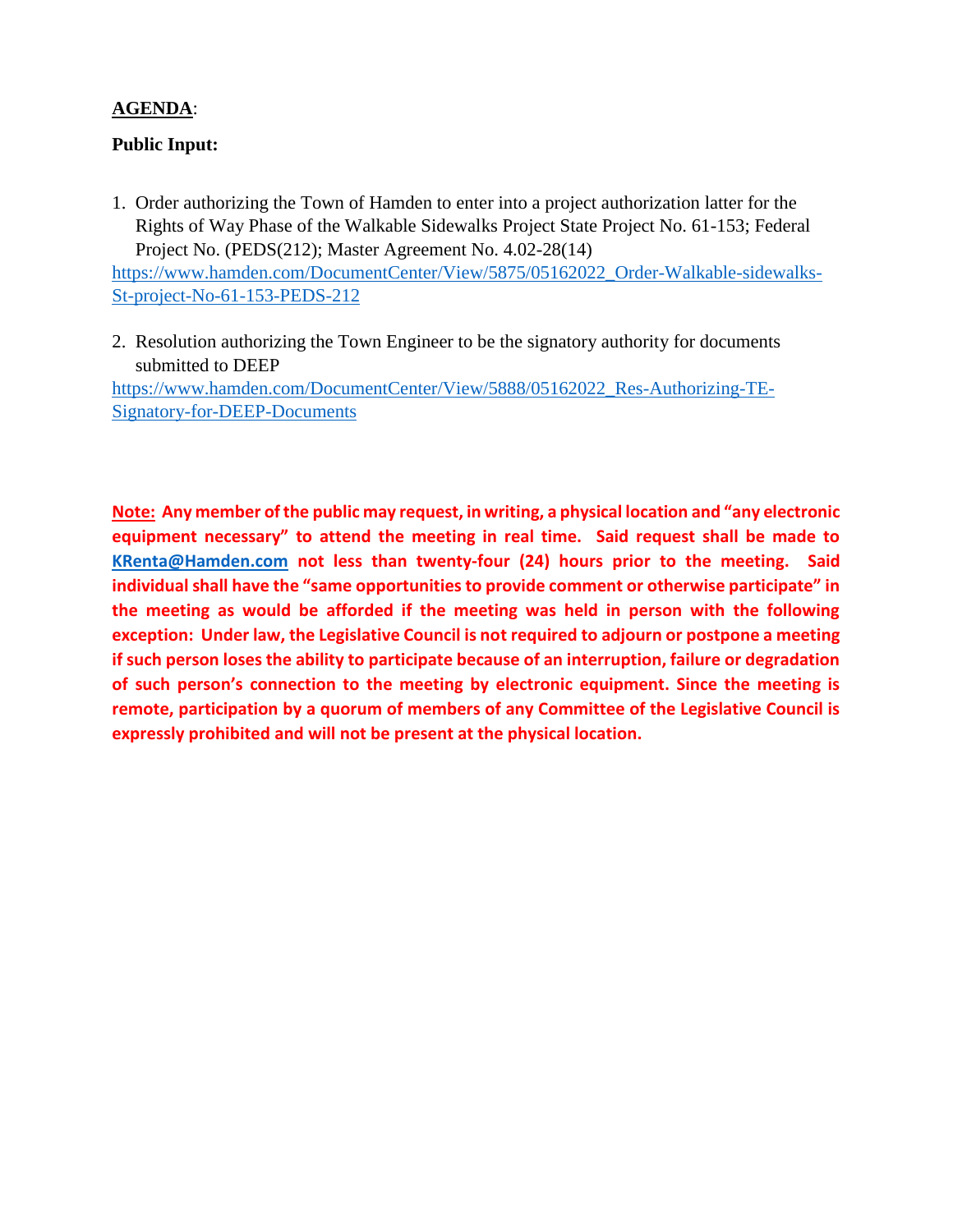**AGENDA**:

**Public Input:**

1. Order authorizing the Town of Hamden to enter into a project authorization latter for the Rights of Way Phase of the Walkable Sidewalks Project State Project No. 61-153; Federal Project No. (PEDS(212); Master Agreement No. 4.02-28(14)
   https://www.hamden.com/DocumentCenter/View/5875/05162022_Order-Walkable-sidewalks-St-project-No-61-153-PEDS-212

2. Resolution authorizing the Town Engineer to be the signatory authority for documents submitted to DEEP
   https://www.hamden.com/DocumentCenter/View/5888/05162022_Res-Authorizing-TE-Signatory-for-DEEP-Documents

**Note: Any member of the public may request, in writing, a physical location and "any electronic equipment necessary" to attend the meeting in real time. Said request shall be made to KRenta@Hamden.com not less than twenty-four (24) hours prior to the meeting. Said individual shall have the "same opportunities to provide comment or otherwise participate" in the meeting as would be afforded if the meeting was held in person with the following exception: Under law, the Legislative Council is not required to adjourn or postpone a meeting if such person loses the ability to participate because of an interruption, failure or degradation of such person's connection to the meeting by electronic equipment. Since the meeting is remote, participation by a quorum of members of any Committee of the Legislative Council is expressly prohibited and will not be present at the physical location.**